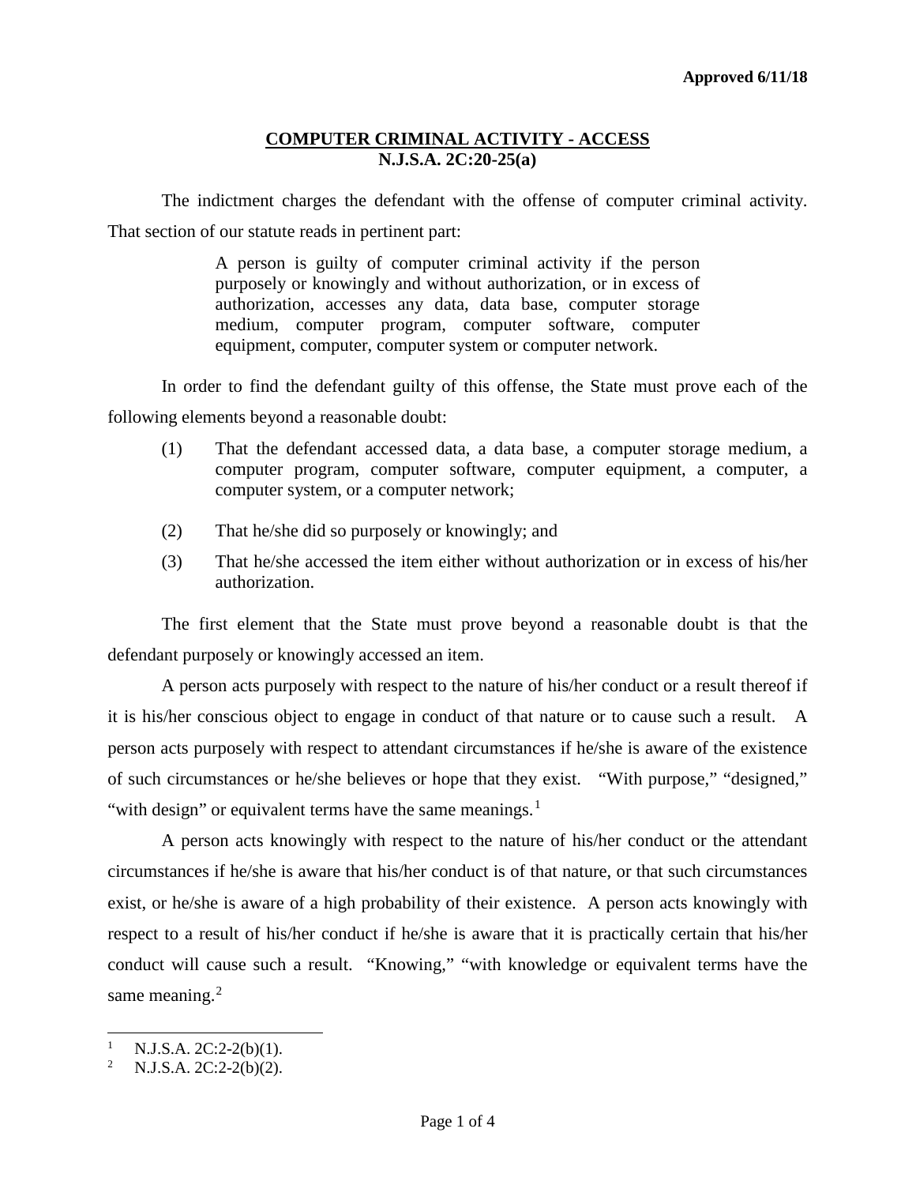**Approved 6/11/18**

# COMPUTER CRIMINAL ACTIVITY - ACCESS
## N.J.S.A. 2C:20-25(a)

The indictment charges the defendant with the offense of computer criminal activity. That section of our statute reads in pertinent part:

> A person is guilty of computer criminal activity if the person purposely or knowingly and without authorization, or in excess of authorization, accesses any data, data base, computer storage medium, computer program, computer software, computer equipment, computer, computer system or computer network.

In order to find the defendant guilty of this offense, the State must prove each of the following elements beyond a reasonable doubt:

(1) That the defendant accessed data, a data base, a computer storage medium, a computer program, computer software, computer equipment, a computer, a computer system, or a computer network;

(2) That he/she did so purposely or knowingly; and

(3) That he/she accessed the item either without authorization or in excess of his/her authorization.

The first element that the State must prove beyond a reasonable doubt is that the defendant purposely or knowingly accessed an item.

A person acts purposely with respect to the nature of his/her conduct or a result thereof if it is his/her conscious object to engage in conduct of that nature or to cause such a result. A person acts purposely with respect to attendant circumstances if he/she is aware of the existence of such circumstances or he/she believes or hope that they exist. "With purpose," "designed," "with design" or equivalent terms have the same meanings.[1]

A person acts knowingly with respect to the nature of his/her conduct or the attendant circumstances if he/she is aware that his/her conduct is of that nature, or that such circumstances exist, or he/she is aware of a high probability of their existence. A person acts knowingly with respect to a result of his/her conduct if he/she is aware that it is practically certain that his/her conduct will cause such a result. "Knowing," "with knowledge or equivalent terms have the same meaning.[2]

---

[1] N.J.S.A. 2C:2-2(b)(1).

[2] N.J.S.A. 2C:2-2(b)(2).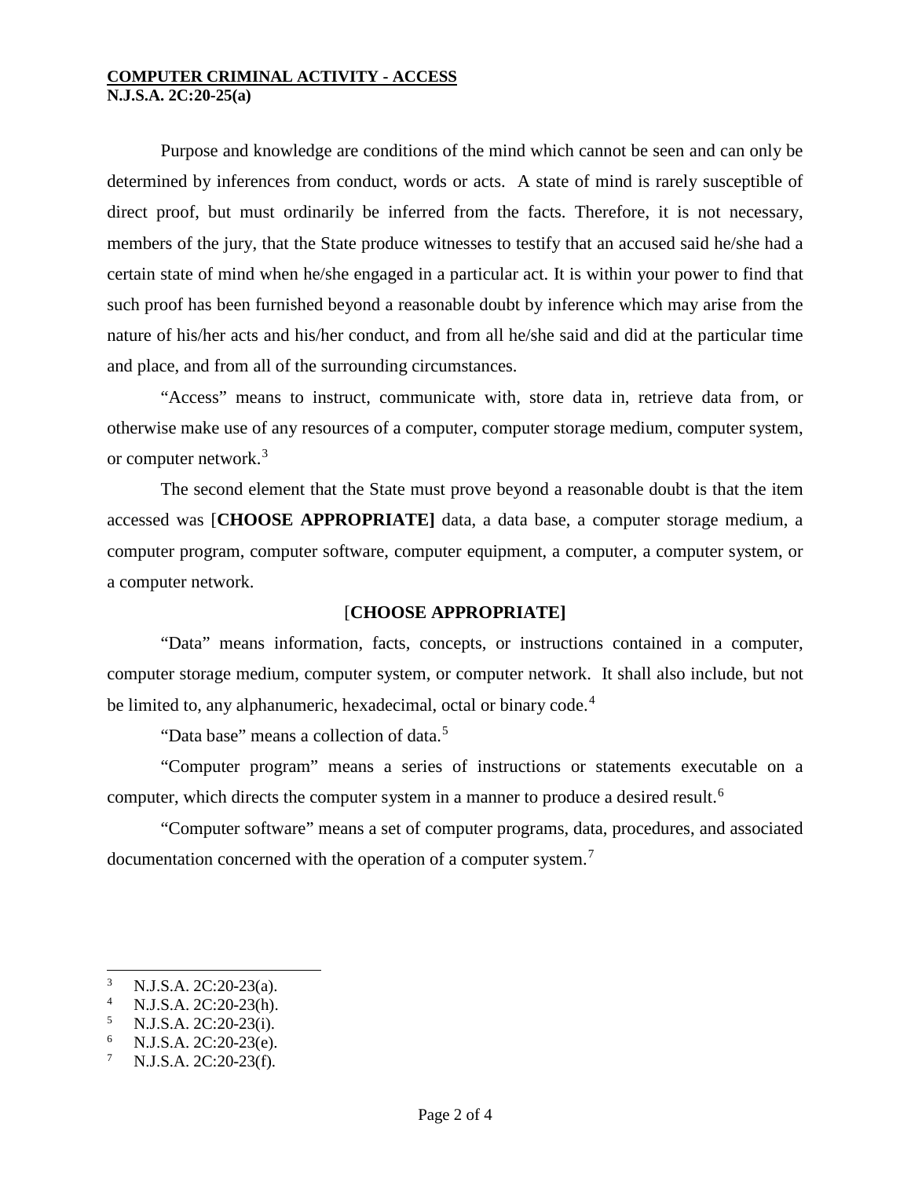**COMPUTER CRIMINAL ACTIVITY - ACCESS**
**N.J.S.A. 2C:20-25(a)**

Purpose and knowledge are conditions of the mind which cannot be seen and can only be determined by inferences from conduct, words or acts. A state of mind is rarely susceptible of direct proof, but must ordinarily be inferred from the facts. Therefore, it is not necessary, members of the jury, that the State produce witnesses to testify that an accused said he/she had a certain state of mind when he/she engaged in a particular act. It is within your power to find that such proof has been furnished beyond a reasonable doubt by inference which may arise from the nature of his/her acts and his/her conduct, and from all he/she said and did at the particular time and place, and from all of the surrounding circumstances.

"Access" means to instruct, communicate with, store data in, retrieve data from, or otherwise make use of any resources of a computer, computer storage medium, computer system, or computer network.[3]

The second element that the State must prove beyond a reasonable doubt is that the item accessed was [**CHOOSE APPROPRIATE]** data, a data base, a computer storage medium, a computer program, computer software, computer equipment, a computer, a computer system, or a computer network.

[**CHOOSE APPROPRIATE]**

"Data" means information, facts, concepts, or instructions contained in a computer, computer storage medium, computer system, or computer network. It shall also include, but not be limited to, any alphanumeric, hexadecimal, octal or binary code.[4]

"Data base" means a collection of data.[5]

"Computer program" means a series of instructions or statements executable on a computer, which directs the computer system in a manner to produce a desired result.[6]

"Computer software" means a set of computer programs, data, procedures, and associated documentation concerned with the operation of a computer system.[7]

---

[3] N.J.S.A. 2C:20-23(a).
[4] N.J.S.A. 2C:20-23(h).
[5] N.J.S.A. 2C:20-23(i).
[6] N.J.S.A. 2C:20-23(e).
[7] N.J.S.A. 2C:20-23(f).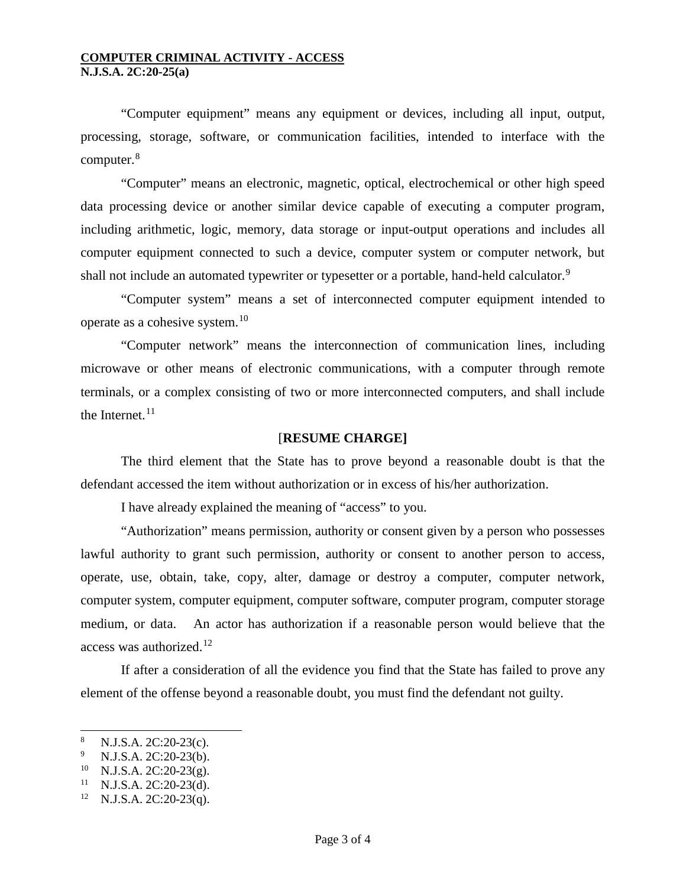"Computer equipment" means any equipment or devices, including all input, output, processing, storage, software, or communication facilities, intended to interface with the computer.[8]

"Computer" means an electronic, magnetic, optical, electrochemical or other high speed data processing device or another similar device capable of executing a computer program, including arithmetic, logic, memory, data storage or input-output operations and includes all computer equipment connected to such a device, computer system or computer network, but shall not include an automated typewriter or typesetter or a portable, hand-held calculator.[9]

"Computer system" means a set of interconnected computer equipment intended to operate as a cohesive system.[10]

"Computer network" means the interconnection of communication lines, including microwave or other means of electronic communications, with a computer through remote terminals, or a complex consisting of two or more interconnected computers, and shall include the Internet.[11]

**[RESUME CHARGE]**

The third element that the State has to prove beyond a reasonable doubt is that the defendant accessed the item without authorization or in excess of his/her authorization.

I have already explained the meaning of "access" to you.

"Authorization" means permission, authority or consent given by a person who possesses lawful authority to grant such permission, authority or consent to another person to access, operate, use, obtain, take, copy, alter, damage or destroy a computer, computer network, computer system, computer equipment, computer software, computer program, computer storage medium, or data. An actor has authorization if a reasonable person would believe that the access was authorized.[12]

If after a consideration of all the evidence you find that the State has failed to prove any element of the offense beyond a reasonable doubt, you must find the defendant not guilty.

---

[8] N.J.S.A. 2C:20-23(c).

[9] N.J.S.A. 2C:20-23(b).

[10] N.J.S.A. 2C:20-23(g).

[11] N.J.S.A. 2C:20-23(d).

[12] N.J.S.A. 2C:20-23(q).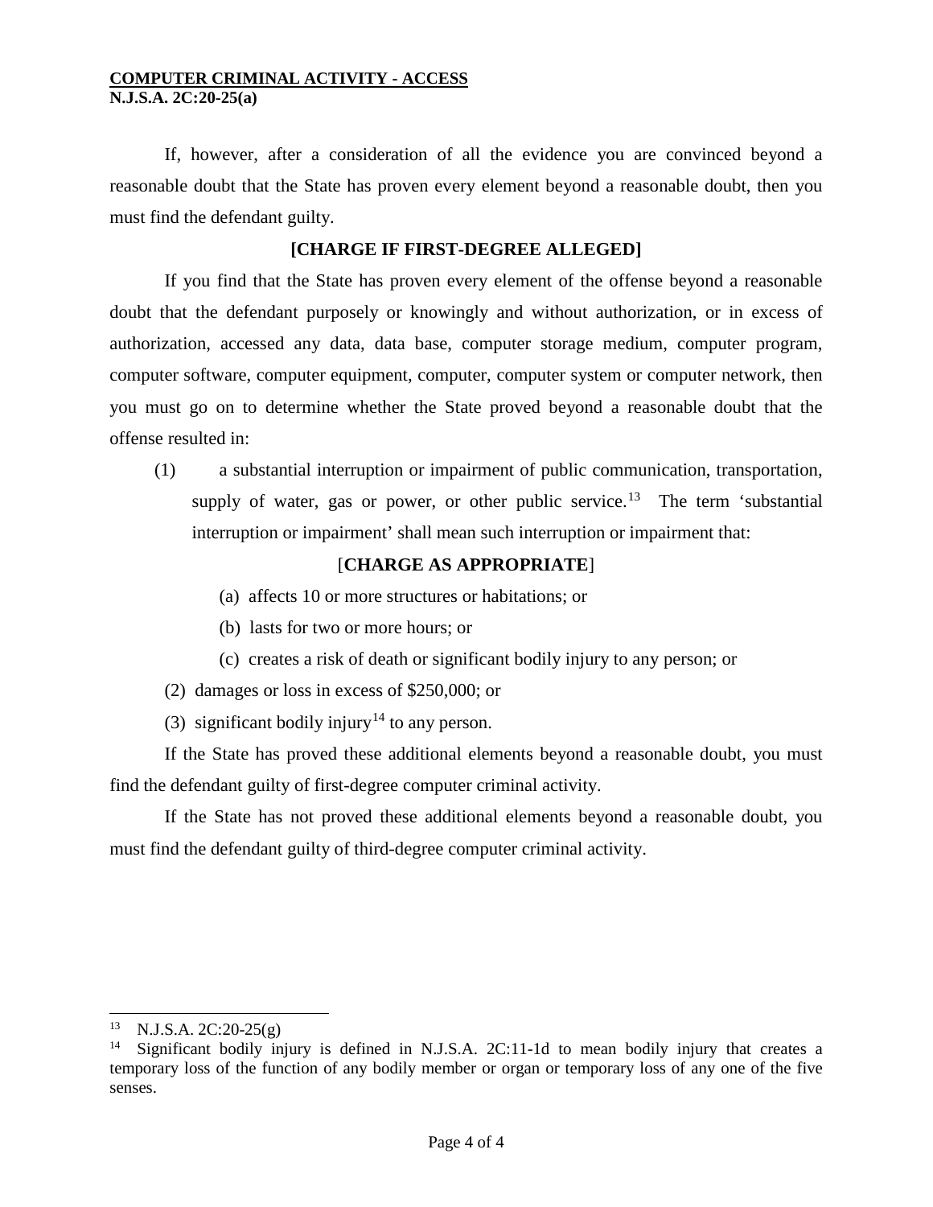If, however, after a consideration of all the evidence you are convinced beyond a reasonable doubt that the State has proven every element beyond a reasonable doubt, then you must find the defendant guilty.

**[CHARGE IF FIRST-DEGREE ALLEGED]**

If you find that the State has proven every element of the offense beyond a reasonable doubt that the defendant purposely or knowingly and without authorization, or in excess of authorization, accessed any data, data base, computer storage medium, computer program, computer software, computer equipment, computer, computer system or computer network, then you must go on to determine whether the State proved beyond a reasonable doubt that the offense resulted in:

(1) a substantial interruption or impairment of public communication, transportation, supply of water, gas or power, or other public service.[13] The term 'substantial interruption or impairment' shall mean such interruption or impairment that:

[**CHARGE AS APPROPRIATE**]

(a) affects 10 or more structures or habitations; or

(b) lasts for two or more hours; or

(c) creates a risk of death or significant bodily injury to any person; or

(2) damages or loss in excess of $250,000; or

(3) significant bodily injury[14] to any person.

If the State has proved these additional elements beyond a reasonable doubt, you must find the defendant guilty of first-degree computer criminal activity.

If the State has not proved these additional elements beyond a reasonable doubt, you must find the defendant guilty of third-degree computer criminal activity.

---

[13] N.J.S.A. 2C:20-25(g)

[14] Significant bodily injury is defined in N.J.S.A. 2C:11-1d to mean bodily injury that creates a temporary loss of the function of any bodily member or organ or temporary loss of any one of the five senses.